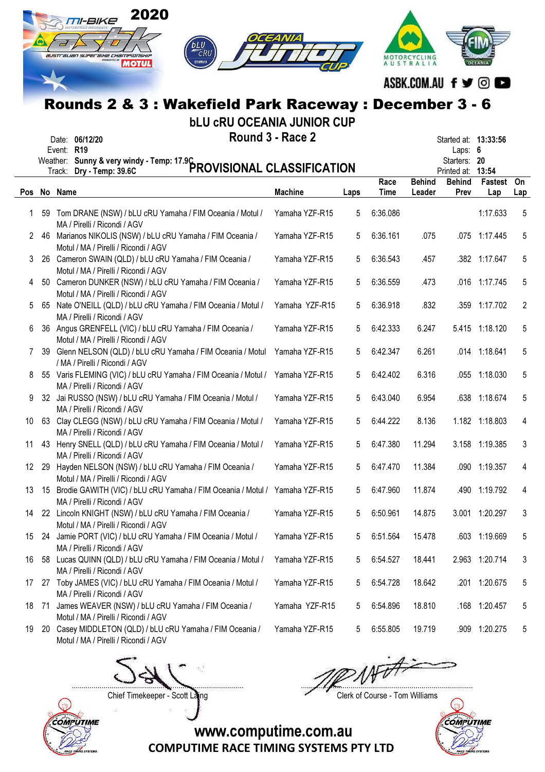# Rounds 2 & 3 : Wakefield Park Raceway : December 3 - 6

## bLU cRU OCEANIA JUNIOR CUP

### Round 3 - Race 2

### PROVISIONAL CLASSIFICATION

Date: **06/12/20**
Event: **R19**
Weather: **Sunny & very windy - Temp: 17.9C**
Track: **Dry - Temp: 39.6C**

Started at: **13:33:56**
Laps: **6**
Starters: **20**
Printed at: **13:54**

| Pos | No | Name | Machine | Laps | Race Time | Behind Leader | Behind Prev | Fastest Lap | On Lap |
|---|---|---|---|---|---|---|---|---|---|
| 1 | 59 | Tom DRANE (NSW) / bLU cRU Yamaha / FIM Oceania / Motul / MA / Pirelli / Ricondi / AGV | Yamaha YZF-R15 | 5 | 6:36.086 | | | 1:17.633 | 5 |
| 2 | 46 | Marianos NIKOLIS (NSW) / bLU cRU Yamaha / FIM Oceania / Motul / MA / Pirelli / Ricondi / AGV | Yamaha YZF-R15 | 5 | 6:36.161 | .075 | .075 | 1:17.445 | 5 |
| 3 | 26 | Cameron SWAIN (QLD) / bLU cRU Yamaha / FIM Oceania / Motul / MA / Pirelli / Ricondi / AGV | Yamaha YZF-R15 | 5 | 6:36.543 | .457 | .382 | 1:17.647 | 5 |
| 4 | 50 | Cameron DUNKER (NSW) / bLU cRU Yamaha / FIM Oceania / Motul / MA / Pirelli / Ricondi / AGV | Yamaha YZF-R15 | 5 | 6:36.559 | .473 | .016 | 1:17.745 | 5 |
| 5 | 65 | Nate O'NEILL (QLD) / bLU cRU Yamaha / FIM Oceania / Motul / MA / Pirelli / Ricondi / AGV | Yamaha YZF-R15 | 5 | 6:36.918 | .832 | .359 | 1:17.702 | 2 |
| 6 | 36 | Angus GRENFELL (VIC) / bLU cRU Yamaha / FIM Oceania / Motul / MA / Pirelli / Ricondi / AGV | Yamaha YZF-R15 | 5 | 6:42.333 | 6.247 | 5.415 | 1:18.120 | 5 |
| 7 | 39 | Glenn NELSON (QLD) / bLU cRU Yamaha / FIM Oceania / Motul / MA / Pirelli / Ricondi / AGV | Yamaha YZF-R15 | 5 | 6:42.347 | 6.261 | .014 | 1:18.641 | 5 |
| 8 | 55 | Varis FLEMING (VIC) / bLU cRU Yamaha / FIM Oceania / Motul / MA / Pirelli / Ricondi / AGV | Yamaha YZF-R15 | 5 | 6:42.402 | 6.316 | .055 | 1:18.030 | 5 |
| 9 | 32 | Jai RUSSO (NSW) / bLU cRU Yamaha / FIM Oceania / Motul / MA / Pirelli / Ricondi / AGV | Yamaha YZF-R15 | 5 | 6:43.040 | 6.954 | .638 | 1:18.674 | 5 |
| 10 | 63 | Clay CLEGG (NSW) / bLU cRU Yamaha / FIM Oceania / Motul / MA / Pirelli / Ricondi / AGV | Yamaha YZF-R15 | 5 | 6:44.222 | 8.136 | 1.182 | 1:18.803 | 4 |
| 11 | 43 | Henry SNELL (QLD) / bLU cRU Yamaha / FIM Oceania / Motul / MA / Pirelli / Ricondi / AGV | Yamaha YZF-R15 | 5 | 6:47.380 | 11.294 | 3.158 | 1:19.385 | 3 |
| 12 | 29 | Hayden NELSON (NSW) / bLU cRU Yamaha / FIM Oceania / Motul / MA / Pirelli / Ricondi / AGV | Yamaha YZF-R15 | 5 | 6:47.470 | 11.384 | .090 | 1:19.357 | 4 |
| 13 | 15 | Brodie GAWITH (VIC) / bLU cRU Yamaha / FIM Oceania / Motul / MA / Pirelli / Ricondi / AGV | Yamaha YZF-R15 | 5 | 6:47.960 | 11.874 | .490 | 1:19.792 | 4 |
| 14 | 22 | Lincoln KNIGHT (NSW) / bLU cRU Yamaha / FIM Oceania / Motul / MA / Pirelli / Ricondi / AGV | Yamaha YZF-R15 | 5 | 6:50.961 | 14.875 | 3.001 | 1:20.297 | 3 |
| 15 | 24 | Jamie PORT (VIC) / bLU cRU Yamaha / FIM Oceania / Motul / MA / Pirelli / Ricondi / AGV | Yamaha YZF-R15 | 5 | 6:51.564 | 15.478 | .603 | 1:19.669 | 5 |
| 16 | 58 | Lucas QUINN (QLD) / bLU cRU Yamaha / FIM Oceania / Motul / MA / Pirelli / Ricondi / AGV | Yamaha YZF-R15 | 5 | 6:54.527 | 18.441 | 2.963 | 1:20.714 | 3 |
| 17 | 27 | Toby JAMES (VIC) / bLU cRU Yamaha / FIM Oceania / Motul / MA / Pirelli / Ricondi / AGV | Yamaha YZF-R15 | 5 | 6:54.728 | 18.642 | .201 | 1:20.675 | 5 |
| 18 | 71 | James WEAVER (NSW) / bLU cRU Yamaha / FIM Oceania / Motul / MA / Pirelli / Ricondi / AGV | Yamaha YZF-R15 | 5 | 6:54.896 | 18.810 | .168 | 1:20.457 | 5 |
| 19 | 20 | Casey MIDDLETON (QLD) / bLU cRU Yamaha / FIM Oceania / Motul / MA / Pirelli / Ricondi / AGV | Yamaha YZF-R15 | 5 | 6:55.805 | 19.719 | .909 | 1:20.275 | 5 |

Chief Timekeeper - Scott Laing

Clerk of Course - Tom Williams

www.computime.com.au
COMPUTIME RACE TIMING SYSTEMS PTY LTD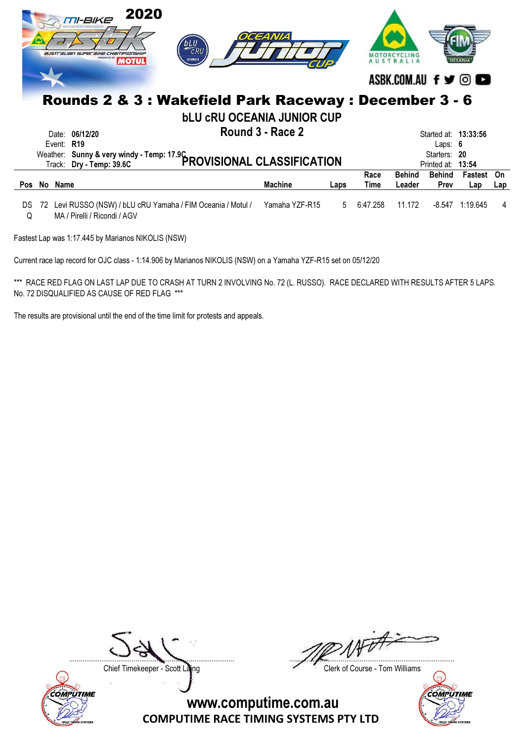# Rounds 2 & 3 : Wakefield Park Raceway : December 3 - 6

## bLU cRU OCEANIA JUNIOR CUP

### Round 3 - Race 2

Date: **06/12/20**
Event: **R19**
Weather: **Sunny & very windy - Temp: 17.9C**
Track: **Dry - Temp: 39.6C**

Started at: **13:33:56**
Laps: **6**
Starters: **20**
Printed at: **13:54**

### PROVISIONAL CLASSIFICATION

| Pos | No | Name | Machine | Laps | Race Time | Behind Leader | Behind Prev | Fastest Lap | On Lap |
|---|---|---|---|---|---|---|---|---|---|
| DSQ | 72 | Levi RUSSO (NSW) / bLU cRU Yamaha / FIM Oceania / Motul / MA / Pirelli / Ricondi / AGV | Yamaha YZF-R15 | 5 | 6:47.258 | 11.172 | -8.547 | 1:19.645 | 4 |

Fastest Lap was 1:17.445 by Marianos NIKOLIS (NSW)

Current race lap record for OJC class - 1:14.906 by Marianos NIKOLIS (NSW) on a Yamaha YZF-R15 set on 05/12/20

*** RACE RED FLAG ON LAST LAP DUE TO CRASH AT TURN 2 INVOLVING No. 72 (L. RUSSO). RACE DECLARED WITH RESULTS AFTER 5 LAPS. No. 72 DISQUALIFIED AS CAUSE OF RED FLAG ***

The results are provisional until the end of the time limit for protests and appeals.

Chief Timekeeper - Scott Laing

Clerk of Course - Tom Williams

www.computime.com.au
COMPUTIME RACE TIMING SYSTEMS PTY LTD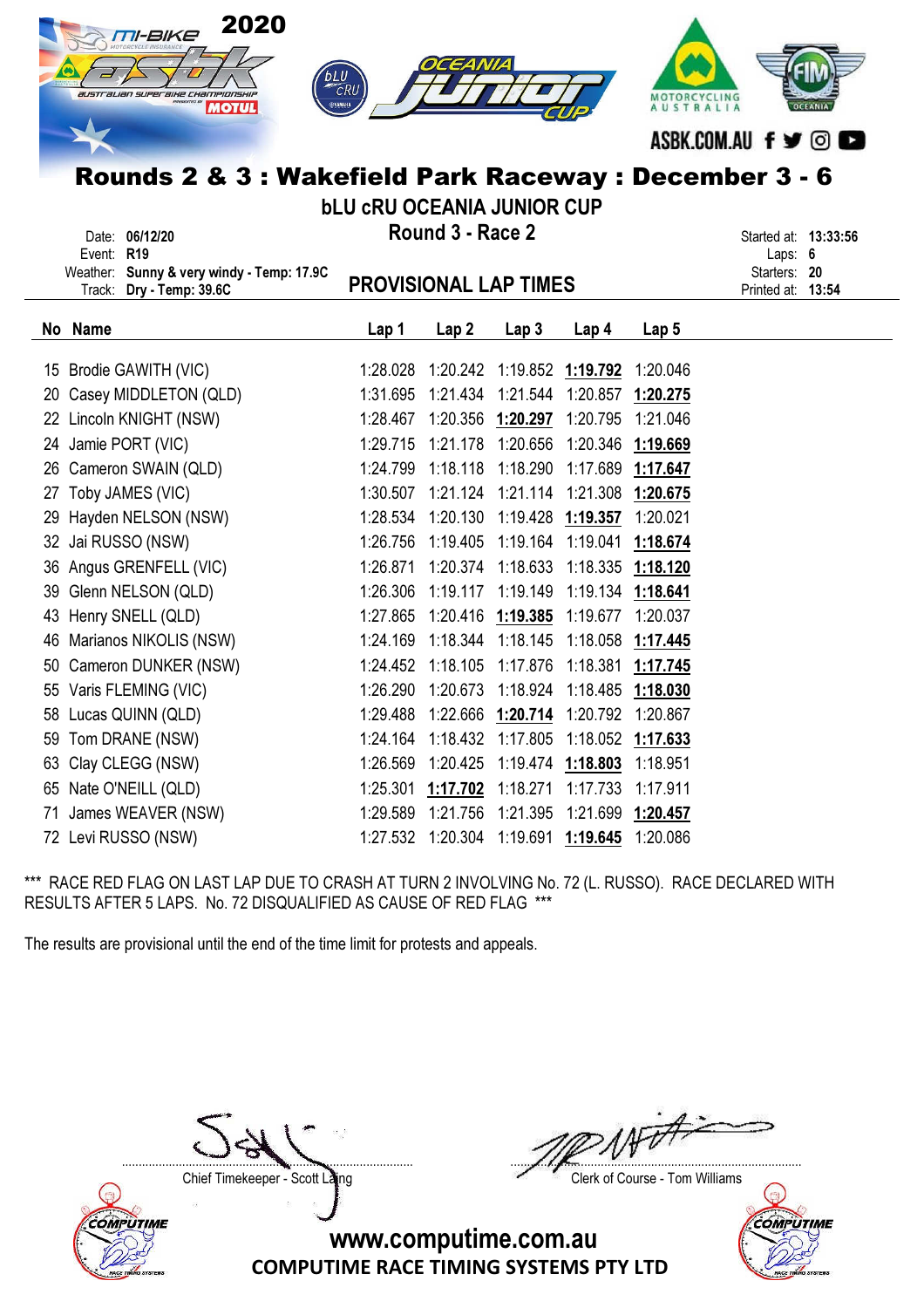# Rounds 2 & 3 : Wakefield Park Raceway : December 3 - 6

## bLU cRU OCEANIA JUNIOR CUP

## Round 3 - Race 2

Date: **06/12/20**
Event: **R19**
Weather: **Sunny & very windy - Temp: 17.9C**
Track: **Dry - Temp: 39.6C**

## PROVISIONAL LAP TIMES

Started at: **13:33:56**
Laps: **6**
Starters: **20**
Printed at: **13:54**

| No | Name | Lap 1 | Lap 2 | Lap 3 | Lap 4 | Lap 5 |
|---|---|---|---|---|---|---|
| 15 | Brodie GAWITH (VIC) | 1:28.028 | 1:20.242 | 1:19.852 | **1:19.792** | 1:20.046 |
| 20 | Casey MIDDLETON (QLD) | 1:31.695 | 1:21.434 | 1:21.544 | 1:20.857 | **1:20.275** |
| 22 | Lincoln KNIGHT (NSW) | 1:28.467 | 1:20.356 | **1:20.297** | 1:20.795 | 1:21.046 |
| 24 | Jamie PORT (VIC) | 1:29.715 | 1:21.178 | 1:20.656 | 1:20.346 | **1:19.669** |
| 26 | Cameron SWAIN (QLD) | 1:24.799 | 1:18.118 | 1:18.290 | 1:17.689 | **1:17.647** |
| 27 | Toby JAMES (VIC) | 1:30.507 | 1:21.124 | 1:21.114 | 1:21.308 | **1:20.675** |
| 29 | Hayden NELSON (NSW) | 1:28.534 | 1:20.130 | 1:19.428 | **1:19.357** | 1:20.021 |
| 32 | Jai RUSSO (NSW) | 1:26.756 | 1:19.405 | 1:19.164 | 1:19.041 | **1:18.674** |
| 36 | Angus GRENFELL (VIC) | 1:26.871 | 1:20.374 | 1:18.633 | 1:18.335 | **1:18.120** |
| 39 | Glenn NELSON (QLD) | 1:26.306 | 1:19.117 | 1:19.149 | 1:19.134 | **1:18.641** |
| 43 | Henry SNELL (QLD) | 1:27.865 | 1:20.416 | **1:19.385** | 1:19.677 | 1:20.037 |
| 46 | Marianos NIKOLIS (NSW) | 1:24.169 | 1:18.344 | 1:18.145 | 1:18.058 | **1:17.445** |
| 50 | Cameron DUNKER (NSW) | 1:24.452 | 1:18.105 | 1:17.876 | 1:18.381 | **1:17.745** |
| 55 | Varis FLEMING (VIC) | 1:26.290 | 1:20.673 | 1:18.924 | 1:18.485 | **1:18.030** |
| 58 | Lucas QUINN (QLD) | 1:29.488 | 1:22.666 | **1:20.714** | 1:20.792 | 1:20.867 |
| 59 | Tom DRANE (NSW) | 1:24.164 | 1:18.432 | 1:17.805 | 1:18.052 | **1:17.633** |
| 63 | Clay CLEGG (NSW) | 1:26.569 | 1:20.425 | 1:19.474 | **1:18.803** | 1:18.951 |
| 65 | Nate O'NEILL (QLD) | 1:25.301 | **1:17.702** | 1:18.271 | 1:17.733 | 1:17.911 |
| 71 | James WEAVER (NSW) | 1:29.589 | 1:21.756 | 1:21.395 | 1:21.699 | **1:20.457** |
| 72 | Levi RUSSO (NSW) | 1:27.532 | 1:20.304 | 1:19.691 | **1:19.645** | 1:20.086 |

*** RACE RED FLAG ON LAST LAP DUE TO CRASH AT TURN 2 INVOLVING No. 72 (L. RUSSO). RACE DECLARED WITH RESULTS AFTER 5 LAPS. No. 72 DISQUALIFIED AS CAUSE OF RED FLAG ***

The results are provisional until the end of the time limit for protests and appeals.

Chief Timekeeper - Scott Laing

Clerk of Course - Tom Williams

www.computime.com.au
COMPUTIME RACE TIMING SYSTEMS PTY LTD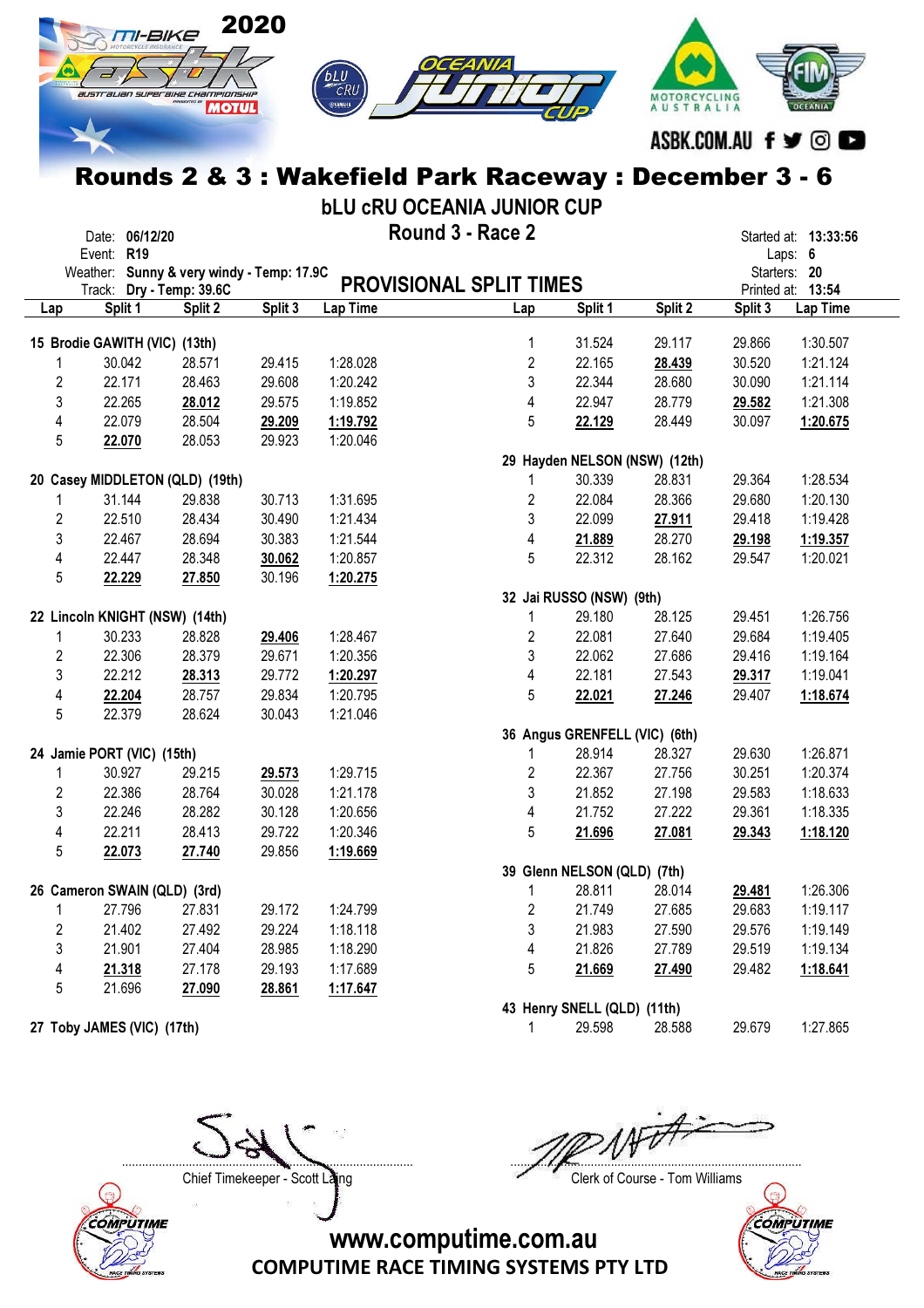# Rounds 2 & 3 : Wakefield Park Raceway : December 3 - 6

## bLU cRU OCEANIA JUNIOR CUP

### Round 3 - Race 2

Date: **06/12/20**
Event: **R19**
Weather: **Sunny & very windy - Temp: 17.9C**
Track: **Dry - Temp: 39.6C**

Started at: **13:33:56**
Laps: **6**
Starters: **20**
Printed at: **13:54**

## PROVISIONAL SPLIT TIMES

**15 Brodie GAWITH (VIC) (13th)**

| Lap | Split 1 | Split 2 | Split 3 | Lap Time |
|---|---|---|---|---|
| 1 | 30.042 | 28.571 | 29.415 | 1:28.028 |
| 2 | 22.171 | 28.463 | 29.608 | 1:20.242 |
| 3 | 22.265 | **28.012** | 29.575 | 1:19.852 |
| 4 | 22.079 | 28.504 | **29.209** | **1:19.792** |
| 5 | **22.070** | 28.053 | 29.923 | 1:20.046 |

**20 Casey MIDDLETON (QLD) (19th)**

| Lap | Split 1 | Split 2 | Split 3 | Lap Time |
|---|---|---|---|---|
| 1 | 31.144 | 29.838 | 30.713 | 1:31.695 |
| 2 | 22.510 | 28.434 | 30.490 | 1:21.434 |
| 3 | 22.467 | 28.694 | 30.383 | 1:21.544 |
| 4 | 22.447 | 28.348 | **30.062** | 1:20.857 |
| 5 | **22.229** | **27.850** | 30.196 | **1:20.275** |

**22 Lincoln KNIGHT (NSW) (14th)**

| Lap | Split 1 | Split 2 | Split 3 | Lap Time |
|---|---|---|---|---|
| 1 | 30.233 | 28.828 | **29.406** | 1:28.467 |
| 2 | 22.306 | 28.379 | 29.671 | 1:20.356 |
| 3 | 22.212 | **28.313** | 29.772 | **1:20.297** |
| 4 | **22.204** | 28.757 | 29.834 | 1:20.795 |
| 5 | 22.379 | 28.624 | 30.043 | 1:21.046 |

**24 Jamie PORT (VIC) (15th)**

| Lap | Split 1 | Split 2 | Split 3 | Lap Time |
|---|---|---|---|---|
| 1 | 30.927 | 29.215 | **29.573** | 1:29.715 |
| 2 | 22.386 | 28.764 | 30.028 | 1:21.178 |
| 3 | 22.246 | 28.282 | 30.128 | 1:20.656 |
| 4 | 22.211 | 28.413 | 29.722 | 1:20.346 |
| 5 | **22.073** | **27.740** | 29.856 | **1:19.669** |

**26 Cameron SWAIN (QLD) (3rd)**

| Lap | Split 1 | Split 2 | Split 3 | Lap Time |
|---|---|---|---|---|
| 1 | 27.796 | 27.831 | 29.172 | 1:24.799 |
| 2 | 21.402 | 27.492 | 29.224 | 1:18.118 |
| 3 | 21.901 | 27.404 | 28.985 | 1:18.290 |
| 4 | **21.318** | 27.178 | 29.193 | 1:17.689 |
| 5 | 21.696 | **27.090** | **28.861** | **1:17.647** |

**27 Toby JAMES (VIC) (17th)**

| Lap | Split 1 | Split 2 | Split 3 | Lap Time |
|---|---|---|---|---|
| 1 | 31.524 | 29.117 | 29.866 | 1:30.507 |
| 2 | 22.165 | **28.439** | 30.520 | 1:21.124 |
| 3 | 22.344 | 28.680 | 30.090 | 1:21.114 |
| 4 | 22.947 | 28.779 | **29.582** | 1:21.308 |
| 5 | **22.129** | 28.449 | 30.097 | **1:20.675** |

**29 Hayden NELSON (NSW) (12th)**

| Lap | Split 1 | Split 2 | Split 3 | Lap Time |
|---|---|---|---|---|
| 1 | 30.339 | 28.831 | 29.364 | 1:28.534 |
| 2 | 22.084 | 28.366 | 29.680 | 1:20.130 |
| 3 | 22.099 | **27.911** | 29.418 | 1:19.428 |
| 4 | **21.889** | 28.270 | **29.198** | **1:19.357** |
| 5 | 22.312 | 28.162 | 29.547 | 1:20.021 |

**32 Jai RUSSO (NSW) (9th)**

| Lap | Split 1 | Split 2 | Split 3 | Lap Time |
|---|---|---|---|---|
| 1 | 29.180 | 28.125 | 29.451 | 1:26.756 |
| 2 | 22.081 | 27.640 | 29.684 | 1:19.405 |
| 3 | 22.062 | 27.686 | 29.416 | 1:19.164 |
| 4 | 22.181 | 27.543 | **29.317** | 1:19.041 |
| 5 | **22.021** | **27.246** | 29.407 | **1:18.674** |

**36 Angus GRENFELL (VIC) (6th)**

| Lap | Split 1 | Split 2 | Split 3 | Lap Time |
|---|---|---|---|---|
| 1 | 28.914 | 28.327 | 29.630 | 1:26.871 |
| 2 | 22.367 | 27.756 | 30.251 | 1:20.374 |
| 3 | 21.852 | 27.198 | 29.583 | 1:18.633 |
| 4 | 21.752 | 27.222 | 29.361 | 1:18.335 |
| 5 | **21.696** | **27.081** | **29.343** | **1:18.120** |

**39 Glenn NELSON (QLD) (7th)**

| Lap | Split 1 | Split 2 | Split 3 | Lap Time |
|---|---|---|---|---|
| 1 | 28.811 | 28.014 | **29.481** | 1:26.306 |
| 2 | 21.749 | 27.685 | 29.683 | 1:19.117 |
| 3 | 21.983 | 27.590 | 29.576 | 1:19.149 |
| 4 | 21.826 | 27.789 | 29.519 | 1:19.134 |
| 5 | **21.669** | **27.490** | 29.482 | **1:18.641** |

**43 Henry SNELL (QLD) (11th)**

| Lap | Split 1 | Split 2 | Split 3 | Lap Time |
|---|---|---|---|---|
| 1 | 29.598 | 28.588 | 29.679 | 1:27.865 |

Chief Timekeeper - Scott Laing

Clerk of Course - Tom Williams

www.computime.com.au
COMPUTIME RACE TIMING SYSTEMS PTY LTD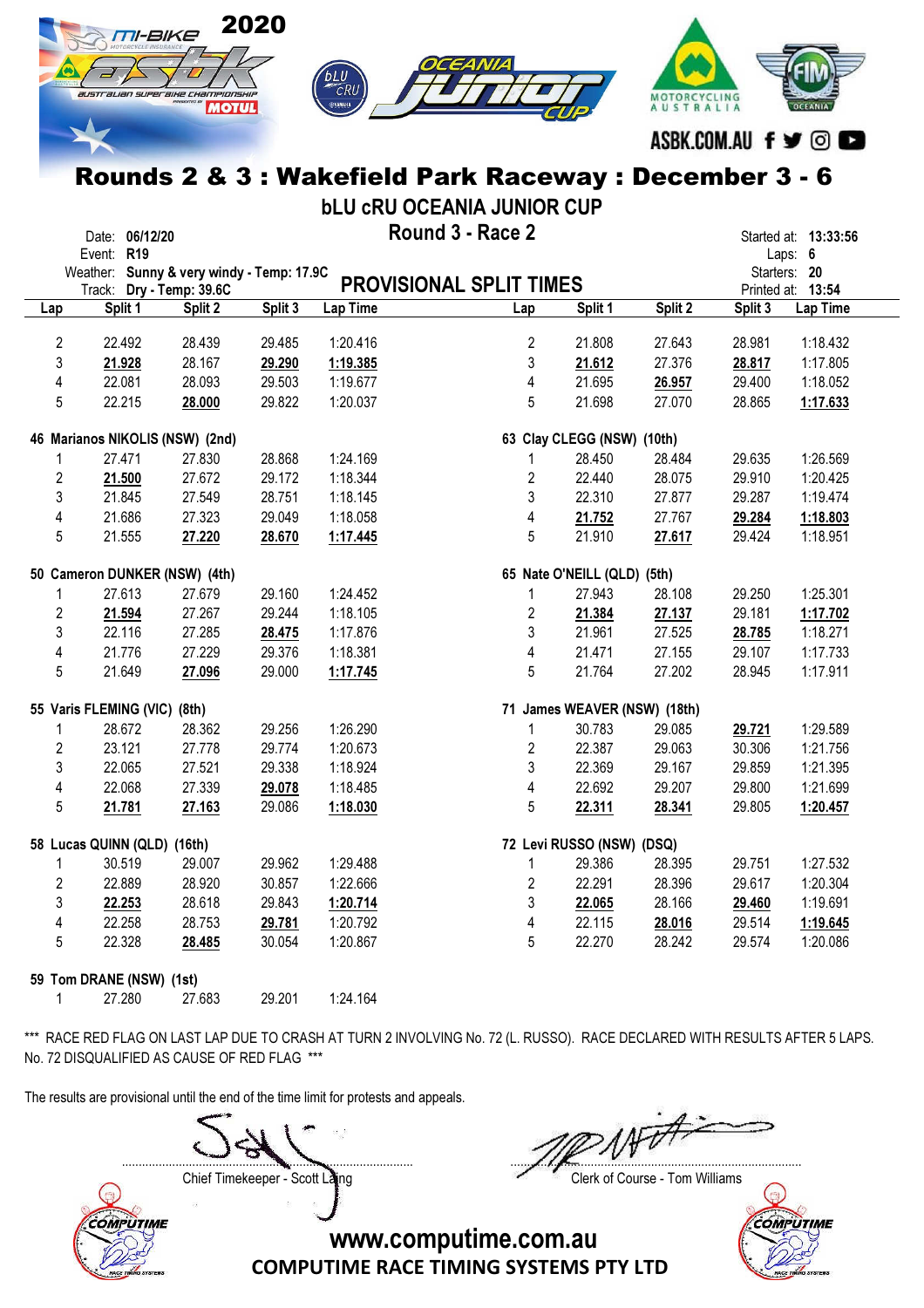# Rounds 2 & 3 : Wakefield Park Raceway : December 3 - 6

## bLU cRU OCEANIA JUNIOR CUP

### Round 3 - Race 2

Date: **06/12/20**
Event: **R19**
Weather: **Sunny & very windy - Temp: 17.9C**
Track: **Dry - Temp: 39.6C**

Started at: **13:33:56**
Laps: **6**
Starters: **20**
Printed at: **13:54**

## PROVISIONAL SPLIT TIMES

| Lap | Split 1 | Split 2 | Split 3 | Lap Time |
|---|---|---|---|---|
| 2 | 22.492 | 28.439 | 29.485 | 1:20.416 |
| 3 | **21.928** | 28.167 | **29.290** | **1:19.385** |
| 4 | 22.081 | 28.093 | 29.503 | 1:19.677 |
| 5 | 22.215 | **28.000** | 29.822 | 1:20.037 |

**46 Marianos NIKOLIS (NSW) (2nd)**

| Lap | Split 1 | Split 2 | Split 3 | Lap Time |
|---|---|---|---|---|
| 1 | 27.471 | 27.830 | 28.868 | 1:24.169 |
| 2 | **21.500** | 27.672 | 29.172 | 1:18.344 |
| 3 | 21.845 | 27.549 | 28.751 | 1:18.145 |
| 4 | 21.686 | 27.323 | 29.049 | 1:18.058 |
| 5 | 21.555 | **27.220** | **28.670** | **1:17.445** |

**50 Cameron DUNKER (NSW) (4th)**

| Lap | Split 1 | Split 2 | Split 3 | Lap Time |
|---|---|---|---|---|
| 1 | 27.613 | 27.679 | 29.160 | 1:24.452 |
| 2 | **21.594** | 27.267 | 29.244 | 1:18.105 |
| 3 | 22.116 | 27.285 | **28.475** | 1:17.876 |
| 4 | 21.776 | 27.229 | 29.376 | 1:18.381 |
| 5 | 21.649 | **27.096** | 29.000 | **1:17.745** |

**55 Varis FLEMING (VIC) (8th)**

| Lap | Split 1 | Split 2 | Split 3 | Lap Time |
|---|---|---|---|---|
| 1 | 28.672 | 28.362 | 29.256 | 1:26.290 |
| 2 | 23.121 | 27.778 | 29.774 | 1:20.673 |
| 3 | 22.065 | 27.521 | 29.338 | 1:18.924 |
| 4 | 22.068 | 27.339 | **29.078** | 1:18.485 |
| 5 | **21.781** | **27.163** | 29.086 | **1:18.030** |

**58 Lucas QUINN (QLD) (16th)**

| Lap | Split 1 | Split 2 | Split 3 | Lap Time |
|---|---|---|---|---|
| 1 | 30.519 | 29.007 | 29.962 | 1:29.488 |
| 2 | 22.889 | 28.920 | 30.857 | 1:22.666 |
| 3 | **22.253** | 28.618 | 29.843 | **1:20.714** |
| 4 | 22.258 | 28.753 | **29.781** | 1:20.792 |
| 5 | 22.328 | **28.485** | 30.054 | 1:20.867 |

**59 Tom DRANE (NSW) (1st)**

| Lap | Split 1 | Split 2 | Split 3 | Lap Time |
|---|---|---|---|---|
| 1 | 27.280 | 27.683 | 29.201 | 1:24.164 |

| Lap | Split 1 | Split 2 | Split 3 | Lap Time |
|---|---|---|---|---|
| 2 | 21.808 | 27.643 | 28.981 | 1:18.432 |
| 3 | **21.612** | 27.376 | **28.817** | 1:17.805 |
| 4 | 21.695 | **26.957** | 29.400 | 1:18.052 |
| 5 | 21.698 | 27.070 | 28.865 | **1:17.633** |

**63 Clay CLEGG (NSW) (10th)**

| Lap | Split 1 | Split 2 | Split 3 | Lap Time |
|---|---|---|---|---|
| 1 | 28.450 | 28.484 | 29.635 | 1:26.569 |
| 2 | 22.440 | 28.075 | 29.910 | 1:20.425 |
| 3 | 22.310 | 27.877 | 29.287 | 1:19.474 |
| 4 | **21.752** | 27.767 | **29.284** | **1:18.803** |
| 5 | 21.910 | **27.617** | 29.424 | 1:18.951 |

**65 Nate O'NEILL (QLD) (5th)**

| Lap | Split 1 | Split 2 | Split 3 | Lap Time |
|---|---|---|---|---|
| 1 | 27.943 | 28.108 | 29.250 | 1:25.301 |
| 2 | **21.384** | **27.137** | 29.181 | **1:17.702** |
| 3 | 21.961 | 27.525 | **28.785** | 1:18.271 |
| 4 | 21.471 | 27.155 | 29.107 | 1:17.733 |
| 5 | 21.764 | 27.202 | 28.945 | 1:17.911 |

**71 James WEAVER (NSW) (18th)**

| Lap | Split 1 | Split 2 | Split 3 | Lap Time |
|---|---|---|---|---|
| 1 | 30.783 | 29.085 | **29.721** | 1:29.589 |
| 2 | 22.387 | 29.063 | 30.306 | 1:21.756 |
| 3 | 22.369 | 29.167 | 29.859 | 1:21.395 |
| 4 | 22.692 | 29.207 | 29.800 | 1:21.699 |
| 5 | **22.311** | **28.341** | 29.805 | **1:20.457** |

**72 Levi RUSSO (NSW) (DSQ)**

| Lap | Split 1 | Split 2 | Split 3 | Lap Time |
|---|---|---|---|---|
| 1 | 29.386 | 28.395 | 29.751 | 1:27.532 |
| 2 | 22.291 | 28.396 | 29.617 | 1:20.304 |
| 3 | **22.065** | 28.166 | **29.460** | 1:19.691 |
| 4 | 22.115 | **28.016** | 29.514 | **1:19.645** |
| 5 | 22.270 | 28.242 | 29.574 | 1:20.086 |

*** RACE RED FLAG ON LAST LAP DUE TO CRASH AT TURN 2 INVOLVING No. 72 (L. RUSSO). RACE DECLARED WITH RESULTS AFTER 5 LAPS. No. 72 DISQUALIFIED AS CAUSE OF RED FLAG ***

The results are provisional until the end of the time limit for protests and appeals.

Chief Timekeeper - Scott Laing

Clerk of Course - Tom Williams

www.computime.com.au
COMPUTIME RACE TIMING SYSTEMS PTY LTD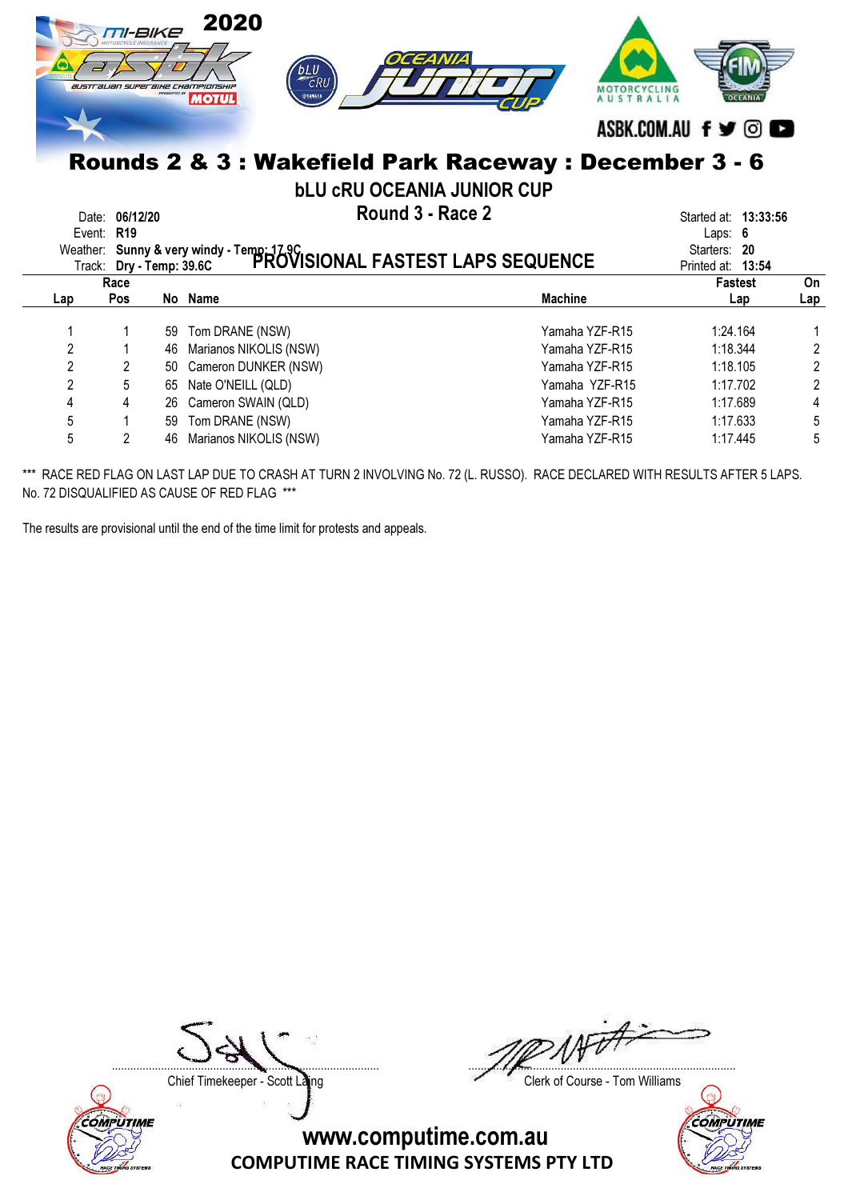# Rounds 2 & 3 : Wakefield Park Raceway : December 3 - 6

## bLU cRU OCEANIA JUNIOR CUP

## Round 3 - Race 2

## PROVISIONAL FASTEST LAPS SEQUENCE

Date: **06/12/20**
Event: **R19**
Weather: **Sunny & very windy - Temp: 17.9C**
Track: **Dry - Temp: 39.6C**

Started at: **13:33:56**
Laps: **6**
Starters: **20**
Printed at: **13:54**

| Lap | Race Pos | No | Name | Machine | Fastest Lap | On Lap |
|---|---|---|---|---|---|---|
| 1 | 1 | 59 | Tom DRANE (NSW) | Yamaha YZF-R15 | 1:24.164 | 1 |
| 2 | 1 | 46 | Marianos NIKOLIS (NSW) | Yamaha YZF-R15 | 1:18.344 | 2 |
| 2 | 2 | 50 | Cameron DUNKER (NSW) | Yamaha YZF-R15 | 1:18.105 | 2 |
| 2 | 5 | 65 | Nate O'NEILL (QLD) | Yamaha YZF-R15 | 1:17.702 | 2 |
| 4 | 4 | 26 | Cameron SWAIN (QLD) | Yamaha YZF-R15 | 1:17.689 | 4 |
| 5 | 1 | 59 | Tom DRANE (NSW) | Yamaha YZF-R15 | 1:17.633 | 5 |
| 5 | 2 | 46 | Marianos NIKOLIS (NSW) | Yamaha YZF-R15 | 1:17.445 | 5 |

*** RACE RED FLAG ON LAST LAP DUE TO CRASH AT TURN 2 INVOLVING No. 72 (L. RUSSO). RACE DECLARED WITH RESULTS AFTER 5 LAPS. No. 72 DISQUALIFIED AS CAUSE OF RED FLAG ***

The results are provisional until the end of the time limit for protests and appeals.

Chief Timekeeper - Scott Laing

Clerk of Course - Tom Williams

www.computime.com.au
COMPUTIME RACE TIMING SYSTEMS PTY LTD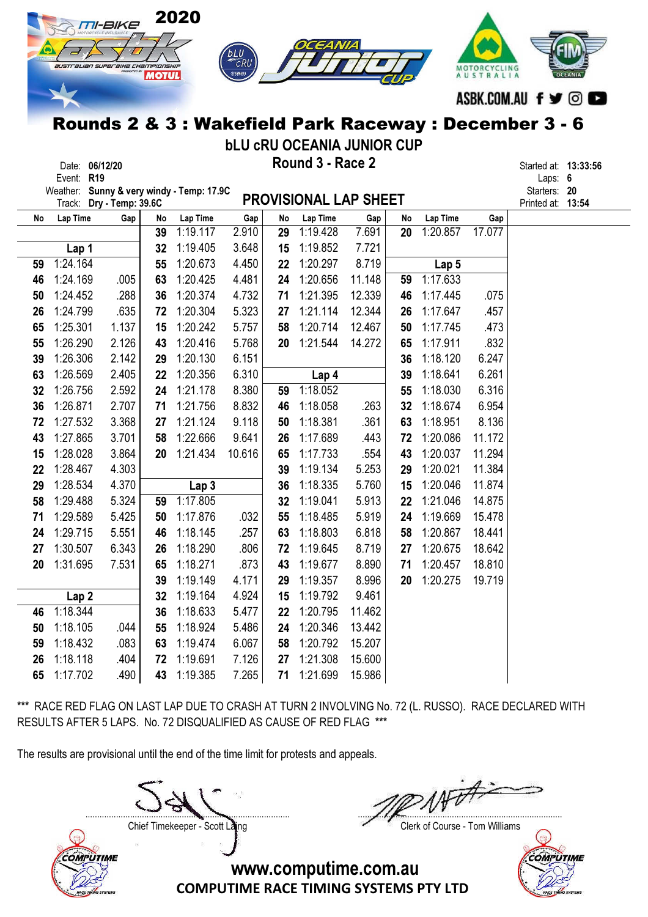# Rounds 2 & 3 : Wakefield Park Raceway : December 3 - 6

## bLU cRU OCEANIA JUNIOR CUP

## Round 3 - Race 2

Date: 06/12/20
Event: R19
Weather: Sunny & very windy - Temp: 17.9C
Track: Dry - Temp: 39.6C

## PROVISIONAL LAP SHEET

Started at: 13:33:56
Laps: 6
Starters: 20
Printed at: 13:54

| No | Lap Time | Gap | No | Lap Time | Gap | No | Lap Time | Gap | No | Lap Time | Gap |
|---|---|---|---|---|---|---|---|---|---|---|---|
| | | | 39 | 1:19.117 | 2.910 | 29 | 1:19.428 | 7.691 | 20 | 1:20.857 | 17.077 |
| **Lap 1** | | | 32 | 1:19.405 | 3.648 | 15 | 1:19.852 | 7.721 | | | |
| 59 | 1:24.164 | | 55 | 1:20.673 | 4.450 | 22 | 1:20.297 | 8.719 | **Lap 5** | | |
| 46 | 1:24.169 | .005 | 63 | 1:20.425 | 4.481 | 24 | 1:20.656 | 11.148 | 59 | 1:17.633 | |
| 50 | 1:24.452 | .288 | 36 | 1:20.374 | 4.732 | 71 | 1:21.395 | 12.339 | 46 | 1:17.445 | .075 |
| 26 | 1:24.799 | .635 | 72 | 1:20.304 | 5.323 | 27 | 1:21.114 | 12.344 | 26 | 1:17.647 | .457 |
| 65 | 1:25.301 | 1.137 | 15 | 1:20.242 | 5.757 | 58 | 1:20.714 | 12.467 | 50 | 1:17.745 | .473 |
| 55 | 1:26.290 | 2.126 | 43 | 1:20.416 | 5.768 | 20 | 1:21.544 | 14.272 | 65 | 1:17.911 | .832 |
| 39 | 1:26.306 | 2.142 | 29 | 1:20.130 | 6.151 | | | | 36 | 1:18.120 | 6.247 |
| 63 | 1:26.569 | 2.405 | 22 | 1:20.356 | 6.310 | **Lap 4** | | | 39 | 1:18.641 | 6.261 |
| 32 | 1:26.756 | 2.592 | 24 | 1:21.178 | 8.380 | 59 | 1:18.052 | | 55 | 1:18.030 | 6.316 |
| 36 | 1:26.871 | 2.707 | 71 | 1:21.756 | 8.832 | 46 | 1:18.058 | .263 | 32 | 1:18.674 | 6.954 |
| 72 | 1:27.532 | 3.368 | 27 | 1:21.124 | 9.118 | 50 | 1:18.381 | .361 | 63 | 1:18.951 | 8.136 |
| 43 | 1:27.865 | 3.701 | 58 | 1:22.666 | 9.641 | 26 | 1:17.689 | .443 | 72 | 1:20.086 | 11.172 |
| 15 | 1:28.028 | 3.864 | 20 | 1:21.434 | 10.616 | 65 | 1:17.733 | .554 | 43 | 1:20.037 | 11.294 |
| 22 | 1:28.467 | 4.303 | | | | 39 | 1:19.134 | 5.253 | 29 | 1:20.021 | 11.384 |
| 29 | 1:28.534 | 4.370 | **Lap 3** | | | 36 | 1:18.335 | 5.760 | 15 | 1:20.046 | 11.874 |
| 58 | 1:29.488 | 5.324 | 59 | 1:17.805 | | 32 | 1:19.041 | 5.913 | 22 | 1:21.046 | 14.875 |
| 71 | 1:29.589 | 5.425 | 50 | 1:17.876 | .032 | 55 | 1:18.485 | 5.919 | 24 | 1:19.669 | 15.478 |
| 24 | 1:29.715 | 5.551 | 46 | 1:18.145 | .257 | 63 | 1:18.803 | 6.818 | 58 | 1:20.867 | 18.441 |
| 27 | 1:30.507 | 6.343 | 26 | 1:18.290 | .806 | 72 | 1:19.645 | 8.719 | 27 | 1:20.675 | 18.642 |
| 20 | 1:31.695 | 7.531 | 65 | 1:18.271 | .873 | 43 | 1:19.677 | 8.890 | 71 | 1:20.457 | 18.810 |
| | | | 39 | 1:19.149 | 4.171 | 29 | 1:19.357 | 8.996 | 20 | 1:20.275 | 19.719 |
| **Lap 2** | | | 32 | 1:19.164 | 4.924 | 15 | 1:19.792 | 9.461 | | | |
| 46 | 1:18.344 | | 36 | 1:18.633 | 5.477 | 22 | 1:20.795 | 11.462 | | | |
| 50 | 1:18.105 | .044 | 55 | 1:18.924 | 5.486 | 24 | 1:20.346 | 13.442 | | | |
| 59 | 1:18.432 | .083 | 63 | 1:19.474 | 6.067 | 58 | 1:20.792 | 15.207 | | | |
| 26 | 1:18.118 | .404 | 72 | 1:19.691 | 7.126 | 27 | 1:21.308 | 15.600 | | | |
| 65 | 1:17.702 | .490 | 43 | 1:19.385 | 7.265 | 71 | 1:21.699 | 15.986 | | | |

*** RACE RED FLAG ON LAST LAP DUE TO CRASH AT TURN 2 INVOLVING No. 72 (L. RUSSO). RACE DECLARED WITH RESULTS AFTER 5 LAPS. No. 72 DISQUALIFIED AS CAUSE OF RED FLAG ***

The results are provisional until the end of the time limit for protests and appeals.

Chief Timekeeper - Scott Laing

Clerk of Course - Tom Williams

www.computime.com.au

COMPUTIME RACE TIMING SYSTEMS PTY LTD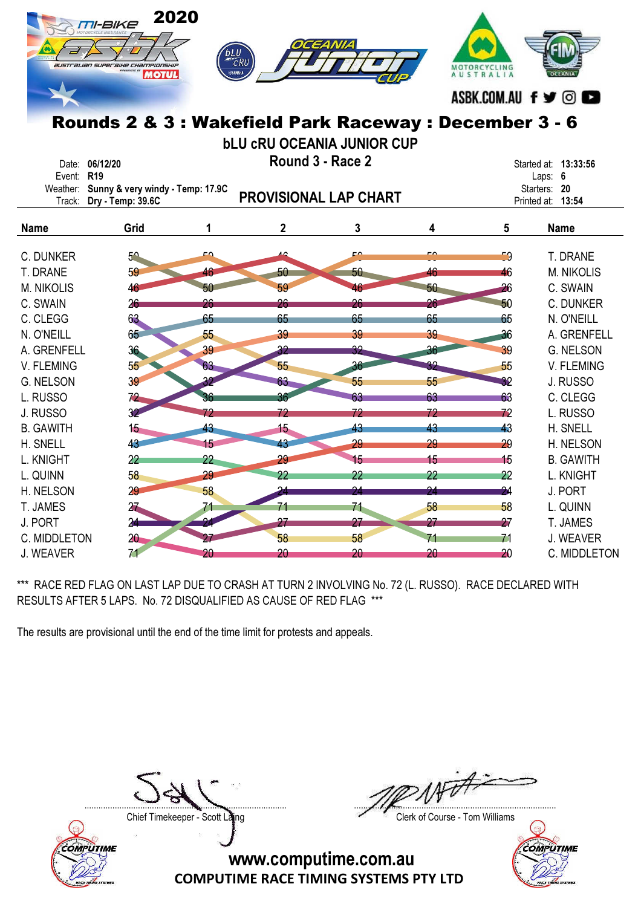# Rounds 2 & 3 : Wakefield Park Raceway : December 3 - 6

## bLU cRU OCEANIA JUNIOR CUP

### Round 3 - Race 2

### PROVISIONAL LAP CHART

Date: 06/12/20
Event: R19
Weather: Sunny & very windy - Temp: 17.9C
Track: Dry - Temp: 39.6C

Started at: 13:33:56
Laps: 6
Starters: 20
Printed at: 13:54

| Name | Grid | 1 | 2 | 3 | 4 | 5 | Name |
|---|---|---|---|---|---|---|---|
| C. DUNKER | 50 | 59 | 46 | 59 | 59 | 59 | T. DRANE |
| T. DRANE | 59 | 46 | 50 | 50 | 46 | 46 | M. NIKOLIS |
| M. NIKOLIS | 46 | 50 | 59 | 46 | 50 | 26 | C. SWAIN |
| C. SWAIN | 26 | 26 | 26 | 26 | 26 | 50 | C. DUNKER |
| C. CLEGG | 63 | 65 | 65 | 65 | 65 | 65 | N. O'NEILL |
| N. O'NEILL | 65 | 55 | 39 | 39 | 39 | 36 | A. GRENFELL |
| A. GRENFELL | 36 | 39 | 32 | 32 | 36 | 39 | G. NELSON |
| V. FLEMING | 55 | 63 | 55 | 36 | 32 | 55 | V. FLEMING |
| G. NELSON | 39 | 32 | 63 | 55 | 55 | 32 | J. RUSSO |
| L. RUSSO | 72 | 36 | 36 | 63 | 63 | 63 | C. CLEGG |
| J. RUSSO | 32 | 72 | 72 | 72 | 72 | 72 | L. RUSSO |
| B. GAWITH | 15 | 43 | 15 | 43 | 43 | 43 | H. SNELL |
| H. SNELL | 43 | 15 | 43 | 29 | 29 | 29 | H. NELSON |
| L. KNIGHT | 22 | 22 | 29 | 15 | 15 | 15 | B. GAWITH |
| L. QUINN | 58 | 29 | 22 | 22 | 22 | 22 | L. KNIGHT |
| H. NELSON | 29 | 58 | 24 | 24 | 24 | 24 | J. PORT |
| T. JAMES | 27 | 71 | 71 | 71 | 58 | 58 | L. QUINN |
| J. PORT | 24 | 24 | 27 | 27 | 27 | 27 | T. JAMES |
| C. MIDDLETON | 20 | 27 | 58 | 58 | 71 | 71 | J. WEAVER |
| J. WEAVER | 71 | 20 | 20 | 20 | 20 | 20 | C. MIDDLETON |

*** RACE RED FLAG ON LAST LAP DUE TO CRASH AT TURN 2 INVOLVING No. 72 (L. RUSSO). RACE DECLARED WITH RESULTS AFTER 5 LAPS. No. 72 DISQUALIFIED AS CAUSE OF RED FLAG ***

The results are provisional until the end of the time limit for protests and appeals.

Chief Timekeeper - Scott Laing

Clerk of Course - Tom Williams

www.computime.com.au
COMPUTIME RACE TIMING SYSTEMS PTY LTD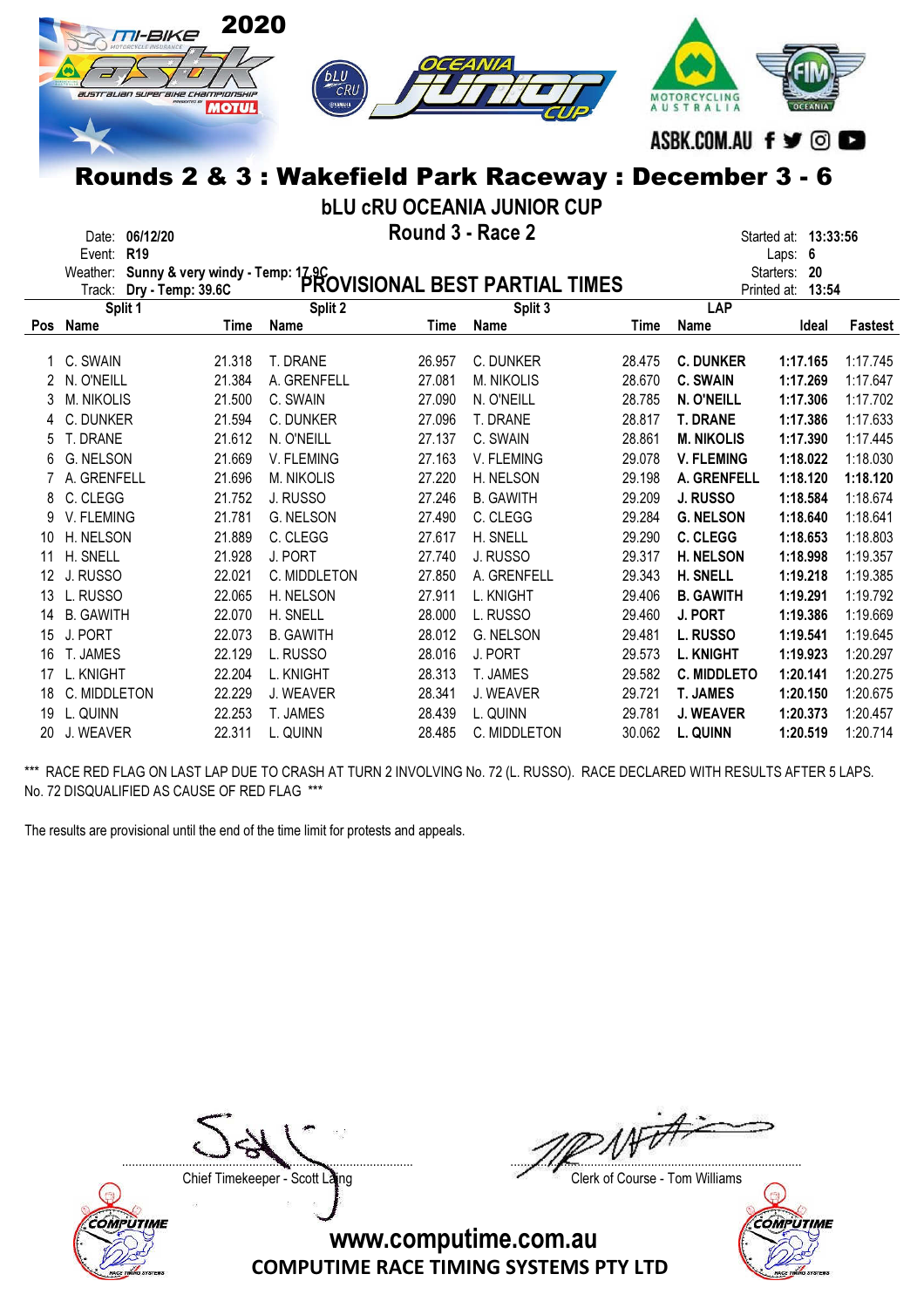## Rounds 2 & 3 : Wakefield Park Raceway : December 3 - 6

### bLU cRU OCEANIA JUNIOR CUP

### Round 3 - Race 2

### PROVISIONAL BEST PARTIAL TIMES

Date: **06/12/20**
Event: **R19**
Weather: **Sunny & very windy - Temp: 17.9C**
Track: **Dry - Temp: 39.6C**

Started at: **13:33:56**
Laps: **6**
Starters: **20**
Printed at: **13:54**

| | Split 1 | | Split 2 | | Split 3 | | LAP | | |
|---|---|---|---|---|---|---|---|---|---|
| Pos | Name | Time | Name | Time | Name | Time | Name | Ideal | Fastest |
| 1 | C. SWAIN | 21.318 | T. DRANE | 26.957 | C. DUNKER | 28.475 | **C. DUNKER** | **1:17.165** | 1:17.745 |
| 2 | N. O'NEILL | 21.384 | A. GRENFELL | 27.081 | M. NIKOLIS | 28.670 | **C. SWAIN** | **1:17.269** | 1:17.647 |
| 3 | M. NIKOLIS | 21.500 | C. SWAIN | 27.090 | N. O'NEILL | 28.785 | **N. O'NEILL** | **1:17.306** | 1:17.702 |
| 4 | C. DUNKER | 21.594 | C. DUNKER | 27.096 | T. DRANE | 28.817 | **T. DRANE** | **1:17.386** | 1:17.633 |
| 5 | T. DRANE | 21.612 | N. O'NEILL | 27.137 | C. SWAIN | 28.861 | **M. NIKOLIS** | **1:17.390** | 1:17.445 |
| 6 | G. NELSON | 21.669 | V. FLEMING | 27.163 | V. FLEMING | 29.078 | **V. FLEMING** | **1:18.022** | 1:18.030 |
| 7 | A. GRENFELL | 21.696 | M. NIKOLIS | 27.220 | H. NELSON | 29.198 | **A. GRENFELL** | **1:18.120** | **1:18.120** |
| 8 | C. CLEGG | 21.752 | J. RUSSO | 27.246 | B. GAWITH | 29.209 | **J. RUSSO** | **1:18.584** | 1:18.674 |
| 9 | V. FLEMING | 21.781 | G. NELSON | 27.490 | C. CLEGG | 29.284 | **G. NELSON** | **1:18.640** | 1:18.641 |
| 10 | H. NELSON | 21.889 | C. CLEGG | 27.617 | H. SNELL | 29.290 | **C. CLEGG** | **1:18.653** | 1:18.803 |
| 11 | H. SNELL | 21.928 | J. PORT | 27.740 | J. RUSSO | 29.317 | **H. NELSON** | **1:18.998** | 1:19.357 |
| 12 | J. RUSSO | 22.021 | C. MIDDLETON | 27.850 | A. GRENFELL | 29.343 | **H. SNELL** | **1:19.218** | 1:19.385 |
| 13 | L. RUSSO | 22.065 | H. NELSON | 27.911 | L. KNIGHT | 29.406 | **B. GAWITH** | **1:19.291** | 1:19.792 |
| 14 | B. GAWITH | 22.070 | H. SNELL | 28.000 | L. RUSSO | 29.460 | **J. PORT** | **1:19.386** | 1:19.669 |
| 15 | J. PORT | 22.073 | B. GAWITH | 28.012 | G. NELSON | 29.481 | **L. RUSSO** | **1:19.541** | 1:19.645 |
| 16 | T. JAMES | 22.129 | L. RUSSO | 28.016 | J. PORT | 29.573 | **L. KNIGHT** | **1:19.923** | 1:20.297 |
| 17 | L. KNIGHT | 22.204 | L. KNIGHT | 28.313 | T. JAMES | 29.582 | **C. MIDDLETO** | **1:20.141** | 1:20.275 |
| 18 | C. MIDDLETON | 22.229 | J. WEAVER | 28.341 | J. WEAVER | 29.721 | **T. JAMES** | **1:20.150** | 1:20.675 |
| 19 | L. QUINN | 22.253 | T. JAMES | 28.439 | L. QUINN | 29.781 | **J. WEAVER** | **1:20.373** | 1:20.457 |
| 20 | J. WEAVER | 22.311 | L. QUINN | 28.485 | C. MIDDLETON | 30.062 | **L. QUINN** | **1:20.519** | 1:20.714 |

*** RACE RED FLAG ON LAST LAP DUE TO CRASH AT TURN 2 INVOLVING No. 72 (L. RUSSO). RACE DECLARED WITH RESULTS AFTER 5 LAPS. No. 72 DISQUALIFIED AS CAUSE OF RED FLAG ***

The results are provisional until the end of the time limit for protests and appeals.

Chief Timekeeper - Scott Laing

Clerk of Course - Tom Williams

www.computime.com.au
COMPUTIME RACE TIMING SYSTEMS PTY LTD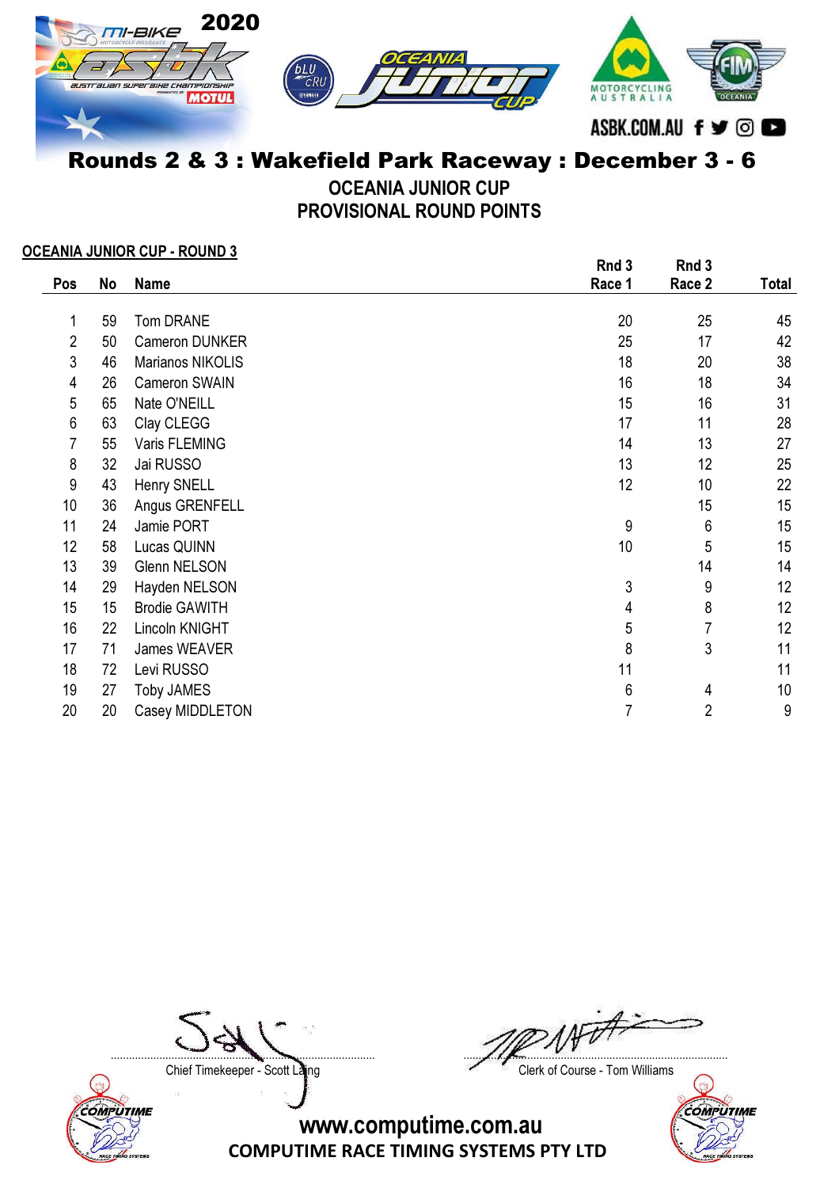# Rounds 2 & 3 : Wakefield Park Raceway : December 3 - 6

## OCEANIA JUNIOR CUP
## PROVISIONAL ROUND POINTS

**OCEANIA JUNIOR CUP - ROUND 3**

| Pos | No | Name | Rnd 3 Race 1 | Rnd 3 Race 2 | Total |
|---|---|---|---|---|---|
| 1 | 59 | Tom DRANE | 20 | 25 | 45 |
| 2 | 50 | Cameron DUNKER | 25 | 17 | 42 |
| 3 | 46 | Marianos NIKOLIS | 18 | 20 | 38 |
| 4 | 26 | Cameron SWAIN | 16 | 18 | 34 |
| 5 | 65 | Nate O'NEILL | 15 | 16 | 31 |
| 6 | 63 | Clay CLEGG | 17 | 11 | 28 |
| 7 | 55 | Varis FLEMING | 14 | 13 | 27 |
| 8 | 32 | Jai RUSSO | 13 | 12 | 25 |
| 9 | 43 | Henry SNELL | 12 | 10 | 22 |
| 10 | 36 | Angus GRENFELL | | 15 | 15 |
| 11 | 24 | Jamie PORT | 9 | 6 | 15 |
| 12 | 58 | Lucas QUINN | 10 | 5 | 15 |
| 13 | 39 | Glenn NELSON | | 14 | 14 |
| 14 | 29 | Hayden NELSON | 3 | 9 | 12 |
| 15 | 15 | Brodie GAWITH | 4 | 8 | 12 |
| 16 | 22 | Lincoln KNIGHT | 5 | 7 | 12 |
| 17 | 71 | James WEAVER | 8 | 3 | 11 |
| 18 | 72 | Levi RUSSO | 11 | | 11 |
| 19 | 27 | Toby JAMES | 6 | 4 | 10 |
| 20 | 20 | Casey MIDDLETON | 7 | 2 | 9 |

Chief Timekeeper - Scott Laing

Clerk of Course - Tom Williams

www.computime.com.au
COMPUTIME RACE TIMING SYSTEMS PTY LTD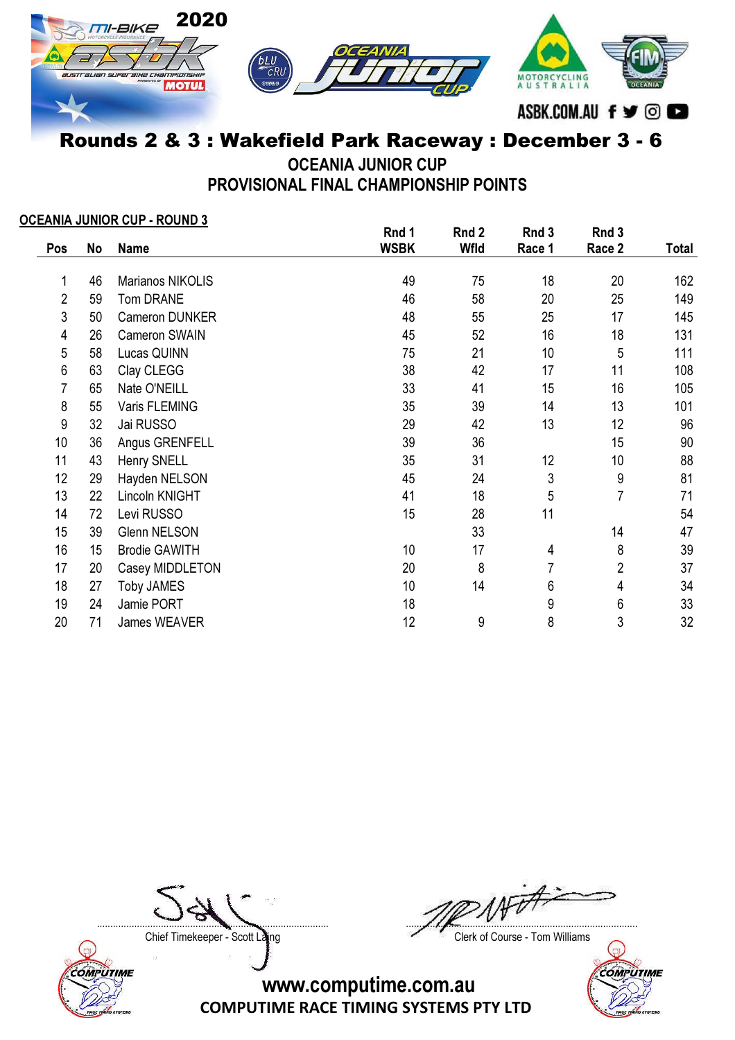2020 mi-BIKE ASBK Australian Superbike Championship

ASBK.COM.AU

## Rounds 2 & 3 : Wakefield Park Raceway : December 3 - 6

### OCEANIA JUNIOR CUP
### PROVISIONAL FINAL CHAMPIONSHIP POINTS

**OCEANIA JUNIOR CUP - ROUND 3**

| Pos | No | Name | Rnd 1 WSBK | Rnd 2 Wfld | Rnd 3 Race 1 | Rnd 3 Race 2 | Total |
|---|---|---|---|---|---|---|---|
| 1 | 46 | Marianos NIKOLIS | 49 | 75 | 18 | 20 | 162 |
| 2 | 59 | Tom DRANE | 46 | 58 | 20 | 25 | 149 |
| 3 | 50 | Cameron DUNKER | 48 | 55 | 25 | 17 | 145 |
| 4 | 26 | Cameron SWAIN | 45 | 52 | 16 | 18 | 131 |
| 5 | 58 | Lucas QUINN | 75 | 21 | 10 | 5 | 111 |
| 6 | 63 | Clay CLEGG | 38 | 42 | 17 | 11 | 108 |
| 7 | 65 | Nate O'NEILL | 33 | 41 | 15 | 16 | 105 |
| 8 | 55 | Varis FLEMING | 35 | 39 | 14 | 13 | 101 |
| 9 | 32 | Jai RUSSO | 29 | 42 | 13 | 12 | 96 |
| 10 | 36 | Angus GRENFELL | 39 | 36 | | 15 | 90 |
| 11 | 43 | Henry SNELL | 35 | 31 | 12 | 10 | 88 |
| 12 | 29 | Hayden NELSON | 45 | 24 | 3 | 9 | 81 |
| 13 | 22 | Lincoln KNIGHT | 41 | 18 | 5 | 7 | 71 |
| 14 | 72 | Levi RUSSO | 15 | 28 | 11 | | 54 |
| 15 | 39 | Glenn NELSON | | 33 | | 14 | 47 |
| 16 | 15 | Brodie GAWITH | 10 | 17 | 4 | 8 | 39 |
| 17 | 20 | Casey MIDDLETON | 20 | 8 | 7 | 2 | 37 |
| 18 | 27 | Toby JAMES | 10 | 14 | 6 | 4 | 34 |
| 19 | 24 | Jamie PORT | 18 | | 9 | 6 | 33 |
| 20 | 71 | James WEAVER | 12 | 9 | 8 | 3 | 32 |

Chief Timekeeper - Scott Laing

Clerk of Course - Tom Williams

www.computime.com.au

COMPUTIME RACE TIMING SYSTEMS PTY LTD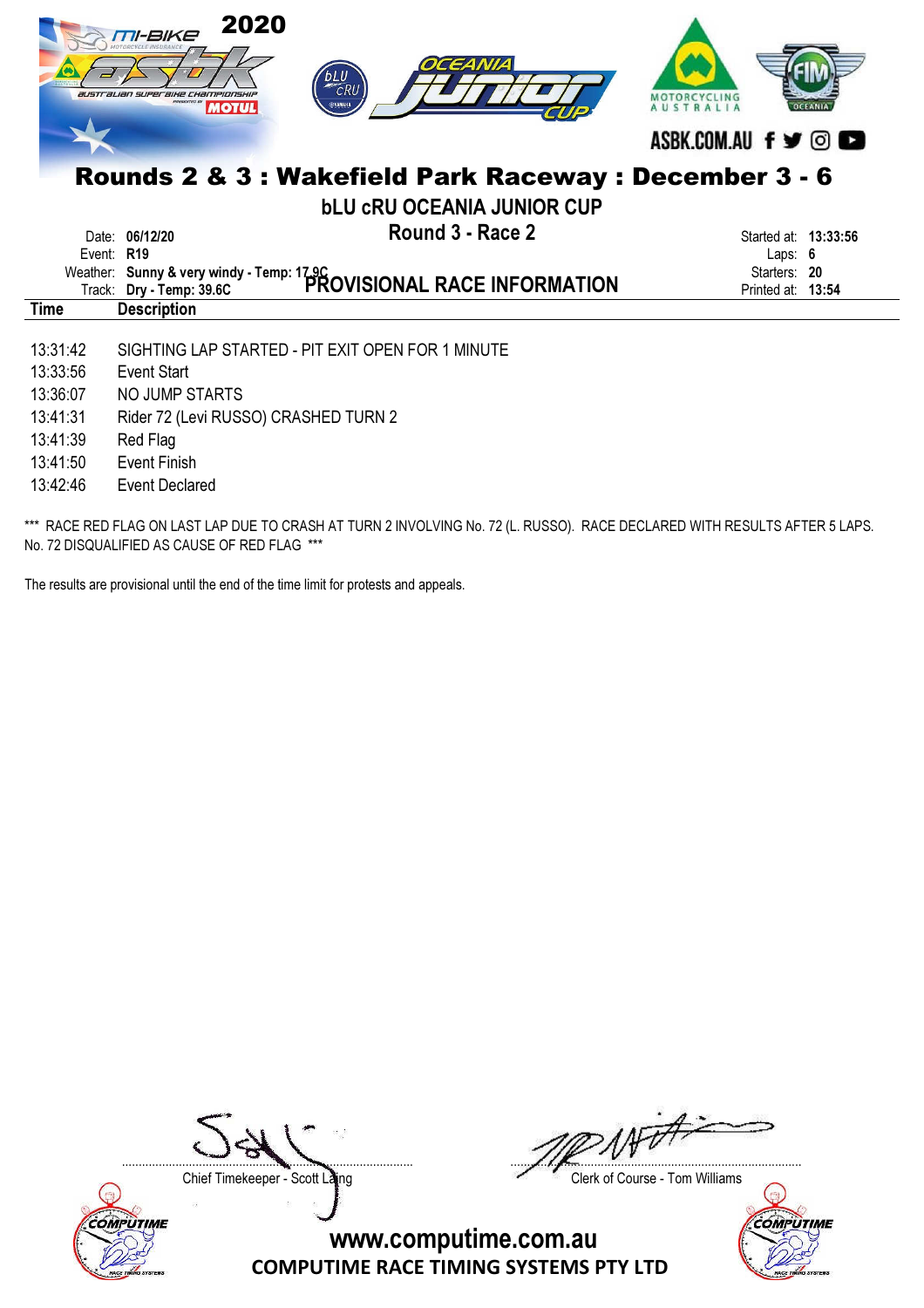## Rounds 2 & 3 : Wakefield Park Raceway : December 3 - 6

### bLU cRU OCEANIA JUNIOR CUP

### Round 3 - Race 2

Date: **06/12/20**
Event: **R19**
Weather: **Sunny & very windy - Temp: 17.9C**
Track: **Dry - Temp: 39.6C**

**PROVISIONAL RACE INFORMATION**

Started at: **13:33:56**
Laps: **6**
Starters: **20**
Printed at: **13:54**

| Time | Description |
| --- | --- |
| 13:31:42 | SIGHTING LAP STARTED - PIT EXIT OPEN FOR 1 MINUTE |
| 13:33:56 | Event Start |
| 13:36:07 | NO JUMP STARTS |
| 13:41:31 | Rider 72 (Levi RUSSO) CRASHED TURN 2 |
| 13:41:39 | Red Flag |
| 13:41:50 | Event Finish |
| 13:42:46 | Event Declared |

*** RACE RED FLAG ON LAST LAP DUE TO CRASH AT TURN 2 INVOLVING No. 72 (L. RUSSO). RACE DECLARED WITH RESULTS AFTER 5 LAPS. No. 72 DISQUALIFIED AS CAUSE OF RED FLAG ***

The results are provisional until the end of the time limit for protests and appeals.

Chief Timekeeper - Scott Laing

Clerk of Course - Tom Williams

www.computime.com.au

COMPUTIME RACE TIMING SYSTEMS PTY LTD